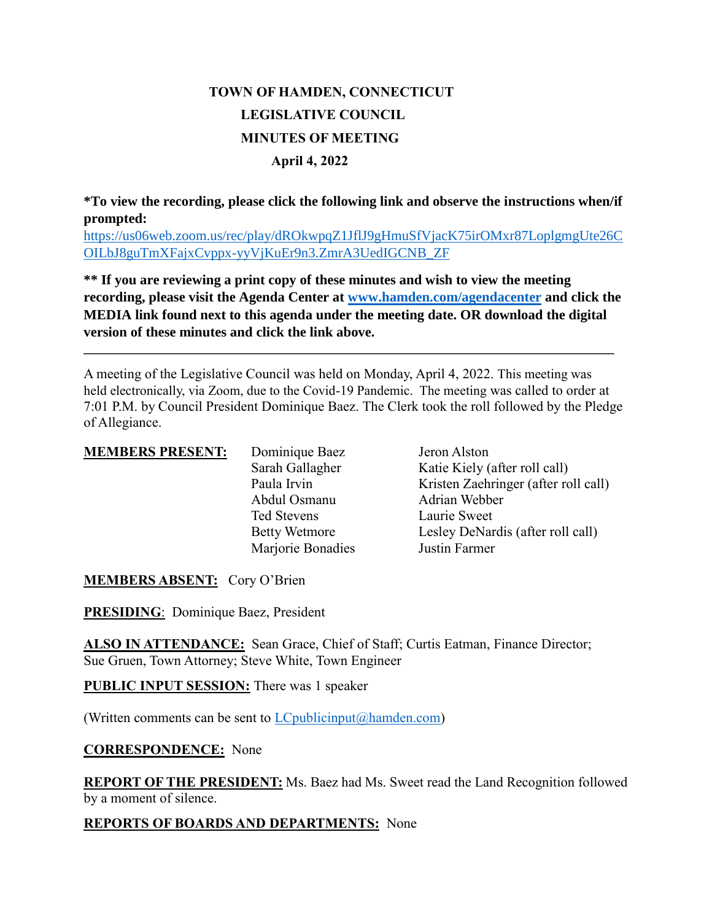# TOWN OF HAMDEN, CONNECTICUT
## LEGISLATIVE COUNCIL
## MINUTES OF MEETING
### April 4, 2022

**\*To view the recording, please click the following link and observe the instructions when/if prompted:**
[https://us06web.zoom.us/rec/play/dROkwpqZ1JflJ9gHmuSfVjacK75irOMxr87LoplgmgUte26COILbJ8guTmXFajxCvppx-yyVjKuEr9n3.ZmrA3UedIGCNB_ZF](https://us06web.zoom.us/rec/play/dROkwpqZ1JflJ9gHmuSfVjacK75irOMxr87LoplgmgUte26COILbJ8guTmXFajxCvppx-yyVjKuEr9n3.ZmrA3UedIGCNB_ZF)

**\*\* If you are reviewing a print copy of these minutes and wish to view the meeting recording, please visit the Agenda Center at [www.hamden.com/agendacenter](http://www.hamden.com/agendacenter) and click the MEDIA link found next to this agenda under the meeting date. OR download the digital version of these minutes and click the link above.**

---

A meeting of the Legislative Council was held on Monday, April 4, 2022. This meeting was held electronically, via Zoom, due to the Covid-19 Pandemic. The meeting was called to order at 7:01 P.M. by Council President Dominique Baez. The Clerk took the roll followed by the Pledge of Allegiance.

**MEMBERS PRESENT:**

| | |
|---|---|
| Dominique Baez | Jeron Alston |
| Sarah Gallagher | Katie Kiely (after roll call) |
| Paula Irvin | Kristen Zaehringer (after roll call) |
| Abdul Osmanu | Adrian Webber |
| Ted Stevens | Laurie Sweet |
| Betty Wetmore | Lesley DeNardis (after roll call) |
| Marjorie Bonadies | Justin Farmer |

**MEMBERS ABSENT:** Cory O'Brien

**PRESIDING**: Dominique Baez, President

**ALSO IN ATTENDANCE:** Sean Grace, Chief of Staff; Curtis Eatman, Finance Director; Sue Gruen, Town Attorney; Steve White, Town Engineer

**PUBLIC INPUT SESSION:** There was 1 speaker

(Written comments can be sent to [LCpublicinput@hamden.com](mailto:LCpublicinput@hamden.com))

**CORRESPONDENCE:** None

**REPORT OF THE PRESIDENT:** Ms. Baez had Ms. Sweet read the Land Recognition followed by a moment of silence.

**REPORTS OF BOARDS AND DEPARTMENTS:** None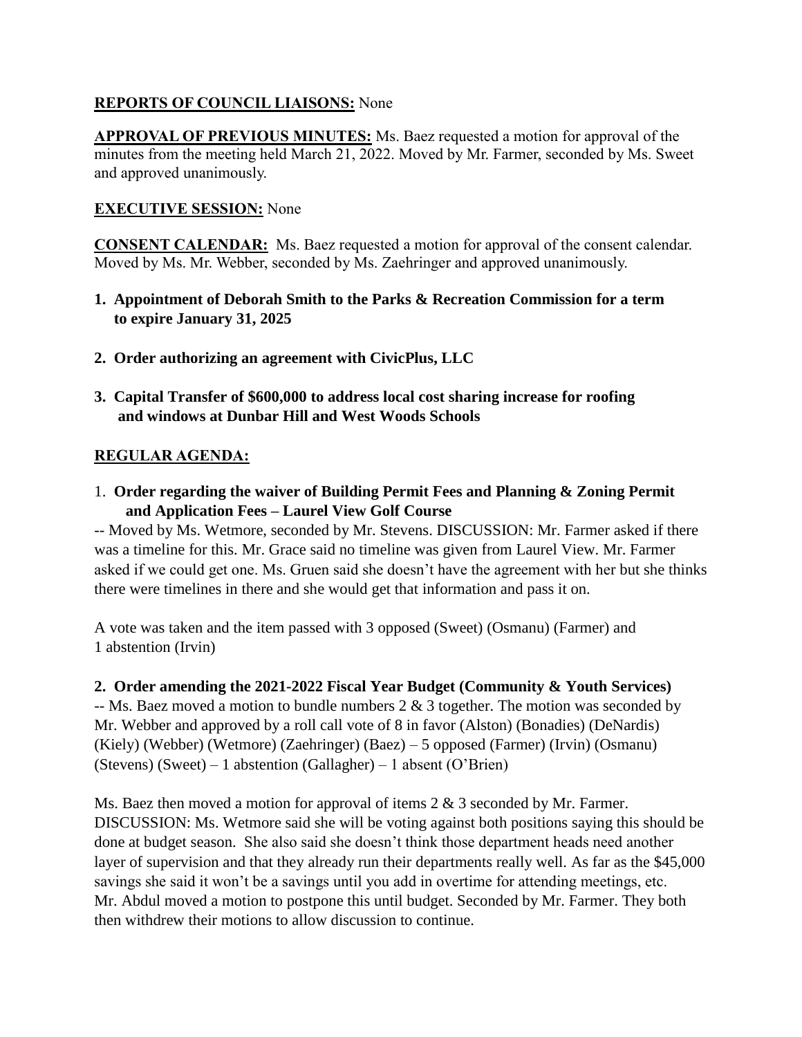**REPORTS OF COUNCIL LIAISONS:** None

**APPROVAL OF PREVIOUS MINUTES:** Ms. Baez requested a motion for approval of the minutes from the meeting held March 21, 2022. Moved by Mr. Farmer, seconded by Ms. Sweet and approved unanimously.

**EXECUTIVE SESSION:** None

**CONSENT CALENDAR:** Ms. Baez requested a motion for approval of the consent calendar. Moved by Ms. Mr. Webber, seconded by Ms. Zaehringer and approved unanimously.

1. **Appointment of Deborah Smith to the Parks & Recreation Commission for a term to expire January 31, 2025**

2. **Order authorizing an agreement with CivicPlus, LLC**

3. **Capital Transfer of $600,000 to address local cost sharing increase for roofing and windows at Dunbar Hill and West Woods Schools**

**REGULAR AGENDA:**

1. **Order regarding the waiver of Building Permit Fees and Planning & Zoning Permit and Application Fees – Laurel View Golf Course**

-- Moved by Ms. Wetmore, seconded by Mr. Stevens. DISCUSSION: Mr. Farmer asked if there was a timeline for this. Mr. Grace said no timeline was given from Laurel View. Mr. Farmer asked if we could get one. Ms. Gruen said she doesn't have the agreement with her but she thinks there were timelines in there and she would get that information and pass it on.

A vote was taken and the item passed with 3 opposed (Sweet) (Osmanu) (Farmer) and 1 abstention (Irvin)

**2. Order amending the 2021-2022 Fiscal Year Budget (Community & Youth Services)**

-- Ms. Baez moved a motion to bundle numbers 2 & 3 together. The motion was seconded by Mr. Webber and approved by a roll call vote of 8 in favor (Alston) (Bonadies) (DeNardis) (Kiely) (Webber) (Wetmore) (Zaehringer) (Baez) – 5 opposed (Farmer) (Irvin) (Osmanu) (Stevens) (Sweet) – 1 abstention (Gallagher) – 1 absent (O'Brien)

Ms. Baez then moved a motion for approval of items 2 & 3 seconded by Mr. Farmer. DISCUSSION: Ms. Wetmore said she will be voting against both positions saying this should be done at budget season. She also said she doesn't think those department heads need another layer of supervision and that they already run their departments really well. As far as the $45,000 savings she said it won't be a savings until you add in overtime for attending meetings, etc. Mr. Abdul moved a motion to postpone this until budget. Seconded by Mr. Farmer. They both then withdrew their motions to allow discussion to continue.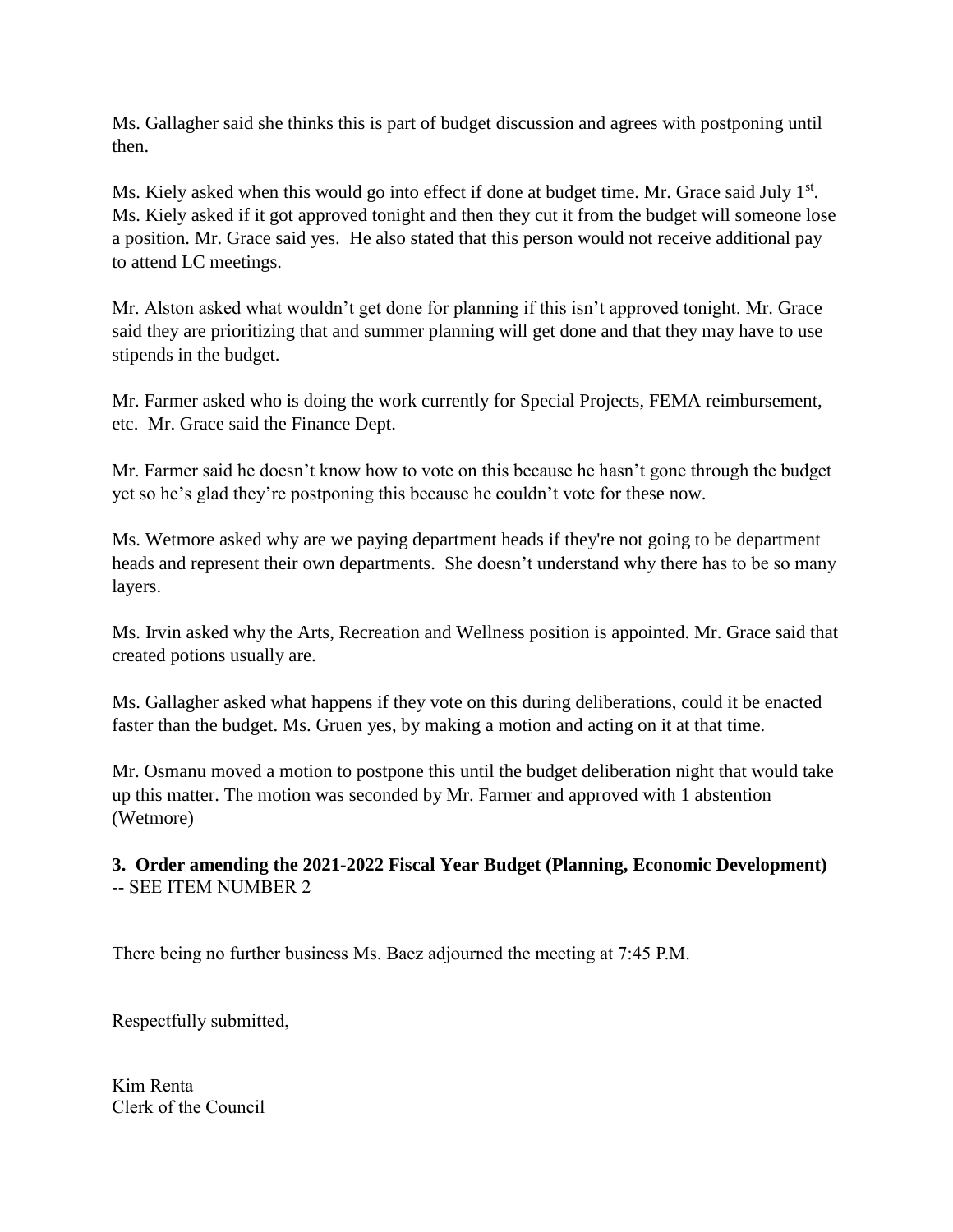Ms. Gallagher said she thinks this is part of budget discussion and agrees with postponing until then.

Ms. Kiely asked when this would go into effect if done at budget time. Mr. Grace said July 1st. Ms. Kiely asked if it got approved tonight and then they cut it from the budget will someone lose a position. Mr. Grace said yes. He also stated that this person would not receive additional pay to attend LC meetings.

Mr. Alston asked what wouldn't get done for planning if this isn't approved tonight. Mr. Grace said they are prioritizing that and summer planning will get done and that they may have to use stipends in the budget.

Mr. Farmer asked who is doing the work currently for Special Projects, FEMA reimbursement, etc. Mr. Grace said the Finance Dept.

Mr. Farmer said he doesn't know how to vote on this because he hasn't gone through the budget yet so he's glad they're postponing this because he couldn't vote for these now.

Ms. Wetmore asked why are we paying department heads if they're not going to be department heads and represent their own departments. She doesn't understand why there has to be so many layers.

Ms. Irvin asked why the Arts, Recreation and Wellness position is appointed. Mr. Grace said that created potions usually are.

Ms. Gallagher asked what happens if they vote on this during deliberations, could it be enacted faster than the budget. Ms. Gruen yes, by making a motion and acting on it at that time.

Mr. Osmanu moved a motion to postpone this until the budget deliberation night that would take up this matter. The motion was seconded by Mr. Farmer and approved with 1 abstention (Wetmore)

**3. Order amending the 2021-2022 Fiscal Year Budget (Planning, Economic Development)** -- SEE ITEM NUMBER 2

There being no further business Ms. Baez adjourned the meeting at 7:45 P.M.

Respectfully submitted,

Kim Renta
Clerk of the Council